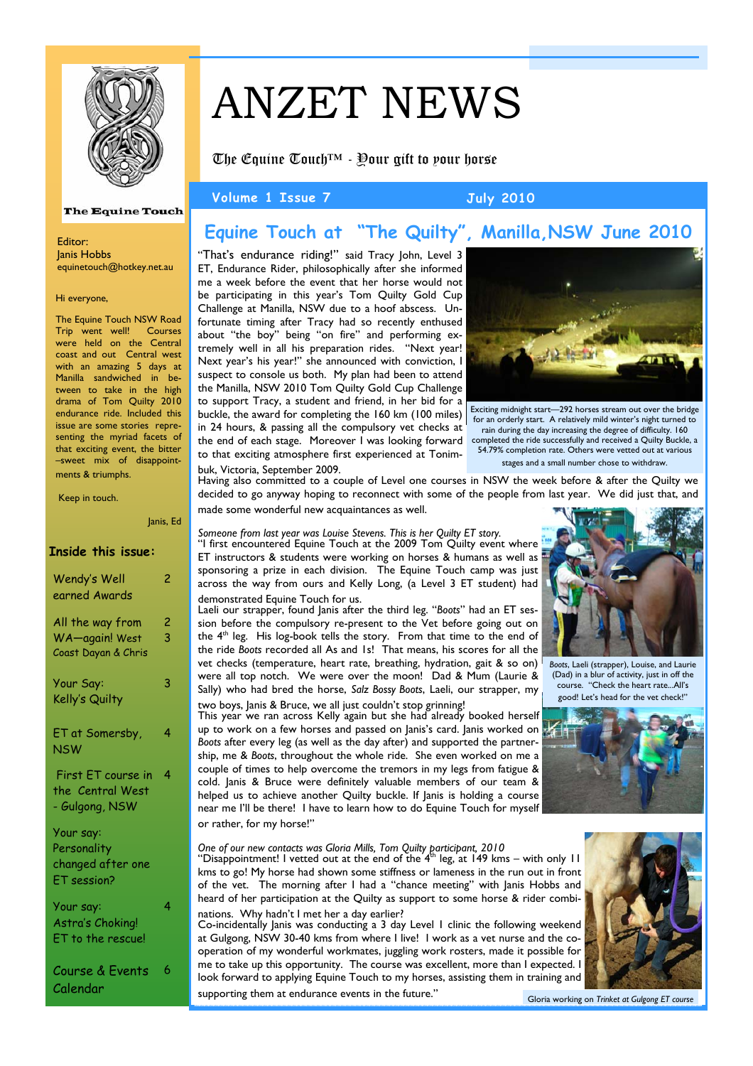# ANZET NEWS

The Equine Touch™ - Your gift to your horse

Volume 1 Issue 7 July 2010

The Equine Touch

Editor:
Janis Hobbs
equinetouch@hotkey.net.au

Hi everyone,

The Equine Touch NSW Road Trip went well! Courses were held on the Central coast and out Central west with an amazing 5 days at Manilla sandwiched in between to take in the high drama of Tom Quilty 2010 endurance ride. Included this issue are some stories representing the myriad facets of that exciting event, the bitter –sweet mix of disappointments & triumphs.

Keep in touch.

Janis, Ed

## Inside this issue:

| | |
|---|---|
| Wendy's Well earned Awards | 2 |
| All the way from WA—again! West Coast Dayan & Chris | 2<br>3 |
| Your Say: Kelly's Quilty | 3 |
| ET at Somersby, NSW | 4 |
| First ET course in the Central West - Gulgong, NSW | 4 |
| Your say: Personality changed after one ET session? | |
| Your say: Astra's Choking! ET to the rescue! | 4 |
| Course & Events Calendar | 6 |

## Equine Touch at "The Quilty", Manilla,NSW June 2010

"That's endurance riding!" said Tracy John, Level 3 ET, Endurance Rider, philosophically after she informed me a week before the event that her horse would not be participating in this year's Tom Quilty Gold Cup Challenge at Manilla, NSW due to a hoof abscess. Unfortunate timing after Tracy had so recently enthused about "the boy" being "on fire" and performing extremely well in all his preparation rides. "Next year! Next year's his year!" she announced with conviction, I suspect to console us both. My plan had been to attend the Manilla, NSW 2010 Tom Quilty Gold Cup Challenge to support Tracy, a student and friend, in her bid for a buckle, the award for completing the 160 km (100 miles) in 24 hours, & passing all the compulsory vet checks at the end of each stage. Moreover I was looking forward to that exciting atmosphere first experienced at Tonimbuk, Victoria, September 2009.

Exciting midnight start—292 horses stream out over the bridge for an orderly start. A relatively mild winter's night turned to rain during the day increasing the degree of difficulty. 160 completed the ride successfully and received a Quilty Buckle, a 54.79% completion rate. Others were vetted out at various stages and a small number chose to withdraw.

Having also committed to a couple of Level one courses in NSW the week before & after the Quilty we decided to go anyway hoping to reconnect with some of the people from last year. We did just that, and made some wonderful new acquaintances as well.

*Someone from last year was Louise Stevens. This is her Quilty ET story.*

"I first encountered Equine Touch at the 2009 Tom Quilty event where ET instructors & students were working on horses & humans as well as sponsoring a prize in each division. The Equine Touch camp was just across the way from ours and Kelly Long, (a Level 3 ET student) had demonstrated Equine Touch for us.

Laeli our strapper, found Janis after the third leg. "*Boots*" had an ET session before the compulsory re-present to the Vet before going out on the 4th leg. His log-book tells the story. From that time to the end of the ride *Boots* recorded all As and 1s! That means, his scores for all the vet checks (temperature, heart rate, breathing, hydration, gait & so on) were all top notch. We were over the moon! Dad & Mum (Laurie & Sally) who had bred the horse, *Salz Bossy Boots*, Laeli, our strapper, my two boys, Janis & Bruce, we all just couldn't stop grinning!

This year we ran across Kelly again but she had already booked herself up to work on a few horses and passed on Janis's card. Janis worked on *Boots* after every leg (as well as the day after) and supported the partnership, me & *Boots*, throughout the whole ride. She even worked on me a couple of times to help overcome the tremors in my legs from fatigue & cold. Janis & Bruce were definitely valuable members of our team & helped us to achieve another Quilty buckle. If Janis is holding a course near me I'll be there! I have to learn how to do Equine Touch for myself or rather, for my horse!"

*Boots*, Laeli (strapper), Louise, and Laurie (Dad) in a blur of activity, just in off the course. "Check the heart rate...All's good! Let's head for the vet check!"

*One of our new contacts was Gloria Mills, Tom Quilty participant, 2010*

"Disappointment! I vetted out at the end of the 4th leg, at 149 kms – with only 11 kms to go! My horse had shown some stiffness or lameness in the run out in front of the vet. The morning after I had a "chance meeting" with Janis Hobbs and heard of her participation at the Quilty as support to some horse & rider combinations. Why hadn't I met her a day earlier?

Co-incidentally Janis was conducting a 3 day Level 1 clinic the following weekend at Gulgong, NSW 30-40 kms from where I live! I work as a vet nurse and the co-operation of my wonderful workmates, juggling work rosters, made it possible for me to take up this opportunity. The course was excellent, more than I expected. I look forward to applying Equine Touch to my horses, assisting them in training and supporting them at endurance events in the future."

Gloria working on *Trinket at Gulgong ET course*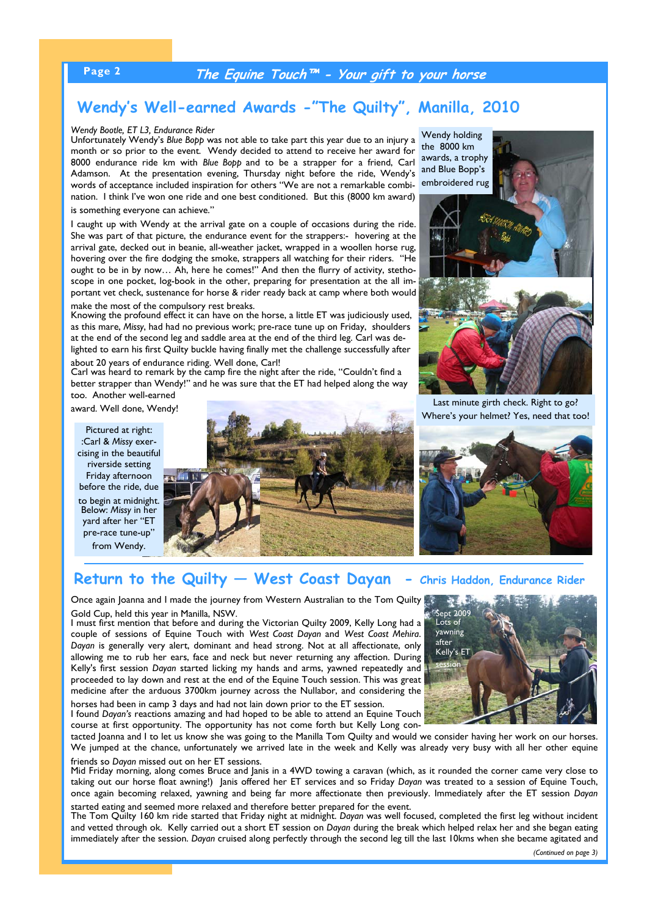## Wendy's Well-earned Awards -"The Quilty", Manilla, 2010

*Wendy Bootle, ET L3, Endurance Rider*

Unfortunately Wendy's *Blue Bopp* was not able to take part this year due to an injury a month or so prior to the event. Wendy decided to attend to receive her award for 8000 endurance ride km with *Blue Bopp* and to be a strapper for a friend, Carl Adamson. At the presentation evening, Thursday night before the ride, Wendy's words of acceptance included inspiration for others "We are not a remarkable combination. I think I've won one ride and one best conditioned. But this (8000 km award) is something everyone can achieve."

I caught up with Wendy at the arrival gate on a couple of occasions during the ride. She was part of that picture, the endurance event for the strappers:- hovering at the arrival gate, decked out in beanie, all-weather jacket, wrapped in a woollen horse rug, hovering over the fire dodging the smoke, strappers all watching for their riders. "He ought to be in by now… Ah, here he comes!" And then the flurry of activity, stethoscope in one pocket, log-book in the other, preparing for presentation at the all important vet check, sustenance for horse & rider ready back at camp where both would make the most of the compulsory rest breaks.

Knowing the profound effect it can have on the horse, a little ET was judiciously used, as this mare, *Missy*, had had no previous work; pre-race tune up on Friday, shoulders at the end of the second leg and saddle area at the end of the third leg. Carl was delighted to earn his first Quilty buckle having finally met the challenge successfully after about 20 years of endurance riding. Well done, Carl!

Carl was heard to remark by the camp fire the night after the ride, "Couldn't find a better strapper than Wendy!" and he was sure that the ET had helped along the way too. Another well-earned award. Well done, Wendy!

Wendy holding the 8000 km awards, a trophy and Blue Bopp's embroidered rug

Last minute girth check. Right to go? Where's your helmet? Yes, need that too!

Pictured at right: :Carl & *Missy* exercising in the beautiful riverside setting Friday afternoon before the ride, due to begin at midnight. Below: *Missy* in her yard after her "ET pre-race tune-up" from Wendy.

## Return to the Quilty — West Coast Dayan - Chris Haddon, Endurance Rider

Once again Joanna and I made the journey from Western Australian to the Tom Quilty Gold Cup, held this year in Manilla, NSW.

I must first mention that before and during the Victorian Quilty 2009, Kelly Long had a couple of sessions of Equine Touch with *West Coast Dayan* and *West Coast Mehira*. *Dayan* is generally very alert, dominant and head strong. Not at all affectionate, only allowing me to rub her ears, face and neck but never returning any affection. During Kelly's first session *Dayan* started licking my hands and arms, yawned repeatedly and proceeded to lay down and rest at the end of the Equine Touch session. This was great medicine after the arduous 3700km journey across the Nullabor, and considering the horses had been in camp 3 days and had not lain down prior to the ET session.

Sept 2009 Lots of yawning after Kelly's ET session

I found *Dayan's* reactions amazing and had hoped to be able to attend an Equine Touch course at first opportunity. The opportunity has not come forth but Kelly Long contacted Joanna and I to let us know she was going to the Manilla Tom Quilty and would we consider having her work on our horses. We jumped at the chance, unfortunately we arrived late in the week and Kelly was already very busy with all her other equine friends so *Dayan* missed out on her ET sessions.

Mid Friday morning, along comes Bruce and Janis in a 4WD towing a caravan (which, as it rounded the corner came very close to taking out our horse float awning!) Janis offered her ET services and so Friday *Dayan* was treated to a session of Equine Touch, once again becoming relaxed, yawning and being far more affectionate then previously. Immediately after the ET session *Dayan* started eating and seemed more relaxed and therefore better prepared for the event.

The Tom Quilty 160 km ride started that Friday night at midnight. *Dayan* was well focused, completed the first leg without incident and vetted through ok. Kelly carried out a short ET session on *Dayan* during the break which helped relax her and she began eating immediately after the session. *Dayan* cruised along perfectly through the second leg till the last 10kms when she became agitated and

*(Continued on page 3)*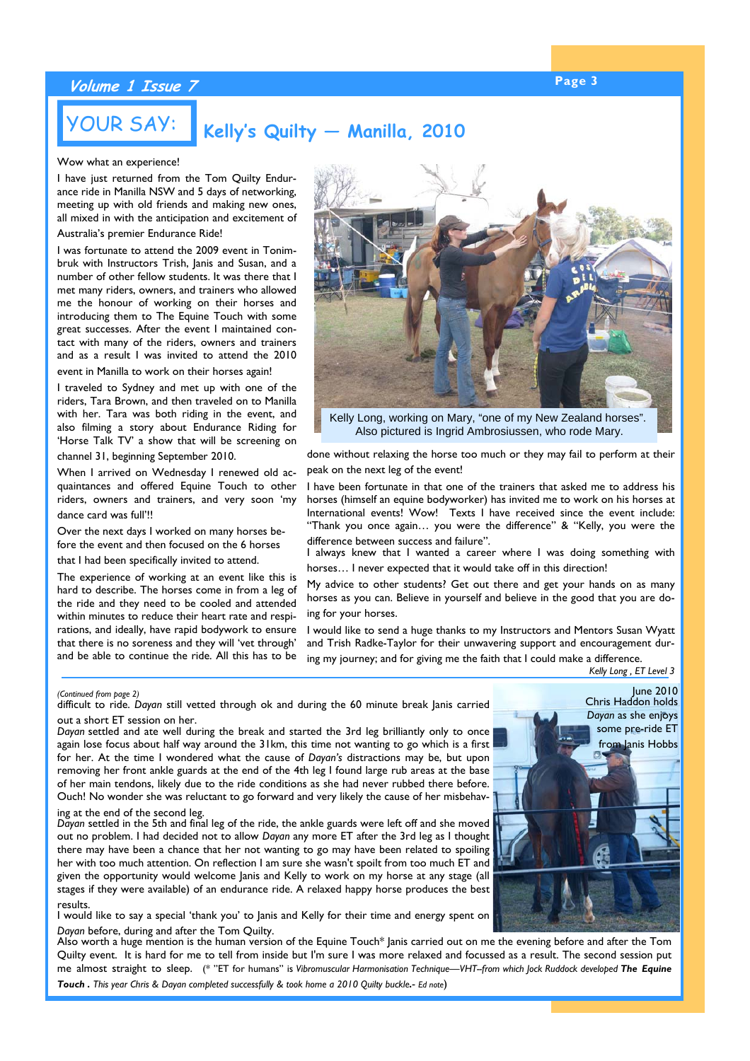# YOUR SAY: Kelly's Quilty — Manilla, 2010

Wow what an experience!

I have just returned from the Tom Quilty Endurance ride in Manilla NSW and 5 days of networking, meeting up with old friends and making new ones, all mixed in with the anticipation and excitement of Australia's premier Endurance Ride!

I was fortunate to attend the 2009 event in Tonimbruk with Instructors Trish, Janis and Susan, and a number of other fellow students. It was there that I met many riders, owners, and trainers who allowed me the honour of working on their horses and introducing them to The Equine Touch with some great successes. After the event I maintained contact with many of the riders, owners and trainers and as a result I was invited to attend the 2010 event in Manilla to work on their horses again!

I traveled to Sydney and met up with one of the riders, Tara Brown, and then traveled on to Manilla with her. Tara was both riding in the event, and also filming a story about Endurance Riding for 'Horse Talk TV' a show that will be screening on channel 31, beginning September 2010.

When I arrived on Wednesday I renewed old acquaintances and offered Equine Touch to other riders, owners and trainers, and very soon 'my dance card was full'!!

Over the next days I worked on many horses before the event and then focused on the 6 horses that I had been specifically invited to attend.

The experience of working at an event like this is hard to describe. The horses come in from a leg of the ride and they need to be cooled and attended within minutes to reduce their heart rate and respirations, and ideally, have rapid bodywork to ensure that there is no soreness and they will 'vet through' and be able to continue the ride. All this has to be done without relaxing the horse too much or they may fail to perform at their peak on the next leg of the event!

Kelly Long, working on Mary, "one of my New Zealand horses". Also pictured is Ingrid Ambrosiussen, who rode Mary.

I have been fortunate in that one of the trainers that asked me to address his horses (himself an equine bodyworker) has invited me to work on his horses at International events! Wow! Texts I have received since the event include: "Thank you once again… you were the difference" & "Kelly, you were the difference between success and failure".

I always knew that I wanted a career where I was doing something with horses… I never expected that it would take off in this direction!

My advice to other students? Get out there and get your hands on as many horses as you can. Believe in yourself and believe in the good that you are doing for your horses.

I would like to send a huge thanks to my Instructors and Mentors Susan Wyatt and Trish Radke-Taylor for their unwavering support and encouragement during my journey; and for giving me the faith that I could make a difference.

*Kelly Long , ET Level 3*

---

*(Continued from page 2)*

difficult to ride. *Dayan* still vetted through ok and during the 60 minute break Janis carried out a short ET session on her.

*Dayan* settled and ate well during the break and started the 3rd leg brilliantly only to once again lose focus about half way around the 31km, this time not wanting to go which is a first for her. At the time I wondered what the cause of *Dayan's* distractions may be, but upon removing her front ankle guards at the end of the 4th leg I found large rub areas at the base of her main tendons, likely due to the ride conditions as she had never rubbed there before. Ouch! No wonder she was reluctant to go forward and very likely the cause of her misbehaving at the end of the second leg.

*Dayan* settled in the 5th and final leg of the ride, the ankle guards were left off and she moved out no problem. I had decided not to allow *Dayan* any more ET after the 3rd leg as I thought there may have been a chance that her not wanting to go may have been related to spoiling her with too much attention. On reflection I am sure she wasn't spoilt from too much ET and given the opportunity would welcome Janis and Kelly to work on my horse at any stage (all stages if they were available) of an endurance ride. A relaxed happy horse produces the best results.

I would like to say a special 'thank you' to Janis and Kelly for their time and energy spent on *Dayan* before, during and after the Tom Quilty.

June 2010 Chris Haddon holds *Dayan* as she enjoys some pre-ride ET from Janis Hobbs

Also worth a huge mention is the human version of the Equine Touch* Janis carried out on me the evening before and after the Tom Quilty event. It is hard for me to tell from inside but I'm sure I was more relaxed and focussed as a result. The second session put me almost straight to sleep. (* "ET for humans" is *Vibromuscular Harmonisation Technique—VHT–from which Jock Ruddock developed* ***The Equine Touch***. *This year Chris & Dayan completed successfully & took home a 2010 Quilty buckle.- Ed note*)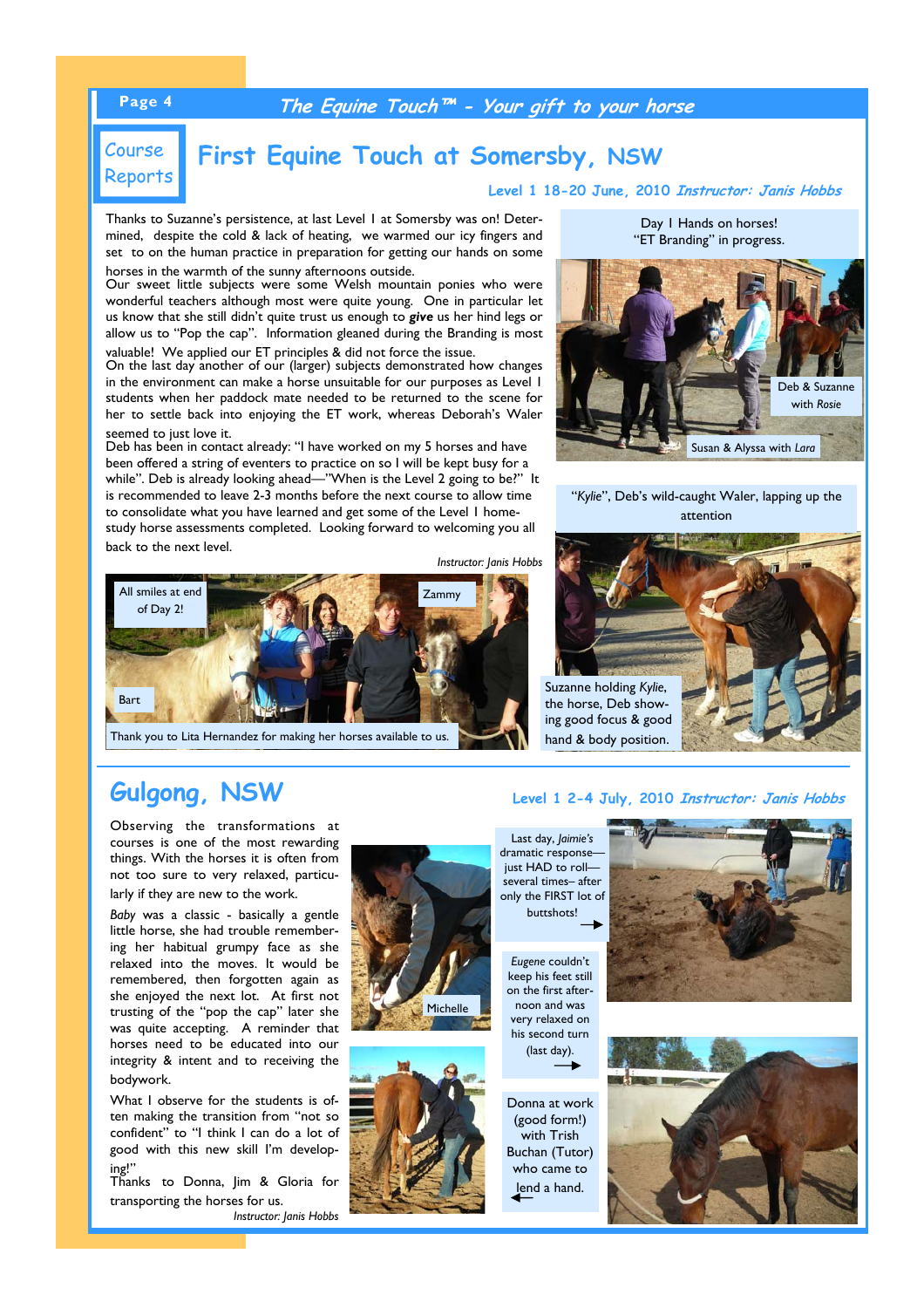Course Reports

## First Equine Touch at Somersby, NSW

**Level 1 18-20 June, 2010** ***Instructor: Janis Hobbs***

Thanks to Suzanne's persistence, at last Level I at Somersby was on! Determined, despite the cold & lack of heating, we warmed our icy fingers and set to on the human practice in preparation for getting our hands on some horses in the warmth of the sunny afternoons outside.

Our sweet little subjects were some Welsh mountain ponies who were wonderful teachers although most were quite young. One in particular let us know that she still didn't quite trust us enough to ***give*** us her hind legs or allow us to "Pop the cap". Information gleaned during the Branding is most valuable! We applied our ET principles & did not force the issue.

On the last day another of our (larger) subjects demonstrated how changes in the environment can make a horse unsuitable for our purposes as Level I students when her paddock mate needed to be returned to the scene for her to settle back into enjoying the ET work, whereas Deborah's Waler seemed to just love it.

Deb has been in contact already: "I have worked on my 5 horses and have been offered a string of eventers to practice on so I will be kept busy for a while". Deb is already looking ahead—"When is the Level 2 going to be?" It is recommended to leave 2-3 months before the next course to allow time to consolidate what you have learned and get some of the Level 1 home-study horse assessments completed. Looking forward to welcoming you all back to the next level.

*Instructor: Janis Hobbs*

Day I Hands on horses! "ET Branding" in progress.

Deb & Suzanne with *Rosie*

Susan & Alyssa with *Lara*

"*Kylie*", Deb's wild-caught Waler, lapping up the attention

Suzanne holding *Kylie*, the horse, Deb showing good focus & good hand & body position.

All smiles at end of Day 2!

Zammy

Bart

Thank you to Lita Hernandez for making her horses available to us.

## Gulgong, NSW

**Level 1 2-4 July, 2010** ***Instructor: Janis Hobbs***

Observing the transformations at courses is one of the most rewarding things. With the horses it is often from not too sure to very relaxed, particularly if they are new to the work.

*Baby* was a classic - basically a gentle little horse, she had trouble remembering her habitual grumpy face as she relaxed into the moves. It would be remembered, then forgotten again as she enjoyed the next lot. At first not trusting of the "pop the cap" later she was quite accepting. A reminder that horses need to be educated into our integrity & intent and to receiving the bodywork.

What I observe for the students is often making the transition from "not so confident" to "I think I can do a lot of good with this new skill I'm developing!"

Thanks to Donna, Jim & Gloria for transporting the horses for us.

*Instructor: Janis Hobbs*

Michelle

Last day, *Jaimie's* dramatic response—just HAD to roll—several times– after only the FIRST lot of buttshots!

*Eugene* couldn't keep his feet still on the first afternoon and was very relaxed on his second turn (last day).

Donna at work (good form!) with Trish Buchan (Tutor) who came to lend a hand.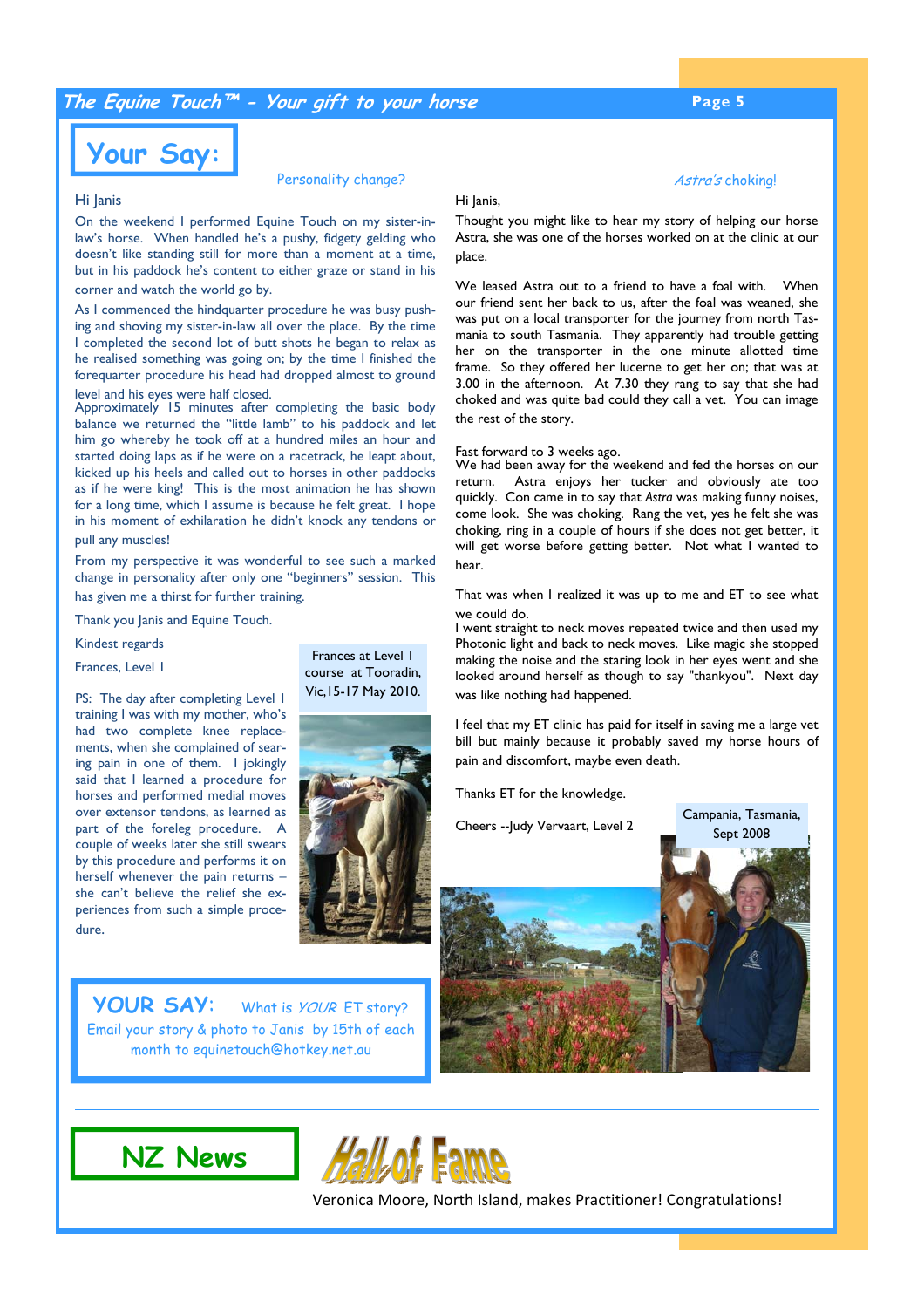# Your Say:

## Personality change?

Hi Janis

On the weekend I performed Equine Touch on my sister-in-law's horse. When handled he's a pushy, fidgety gelding who doesn't like standing still for more than a moment at a time, but in his paddock he's content to either graze or stand in his corner and watch the world go by.

As I commenced the hindquarter procedure he was busy pushing and shoving my sister-in-law all over the place. By the time I completed the second lot of butt shots he began to relax as he realised something was going on; by the time I finished the forequarter procedure his head had dropped almost to ground level and his eyes were half closed.

Approximately 15 minutes after completing the basic body balance we returned the "little lamb" to his paddock and let him go whereby he took off at a hundred miles an hour and started doing laps as if he were on a racetrack, he leapt about, kicked up his heels and called out to horses in other paddocks as if he were king! This is the most animation he has shown for a long time, which I assume is because he felt great. I hope in his moment of exhilaration he didn't knock any tendons or pull any muscles!

From my perspective it was wonderful to see such a marked change in personality after only one "beginners" session. This has given me a thirst for further training.

Thank you Janis and Equine Touch.

Kindest regards

Frances, Level 1

PS: The day after completing Level 1 training I was with my mother, who's had two complete knee replacements, when she complained of searing pain in one of them. I jokingly said that I learned a procedure for horses and performed medial moves over extensor tendons, as learned as part of the foreleg procedure. A couple of weeks later she still swears by this procedure and performs it on herself whenever the pain returns – she can't believe the relief she experiences from such a simple procedure.

Frances at Level 1 course at Tooradin, Vic,15-17 May 2010.

## *Astra's* choking!

Hi Janis,

Thought you might like to hear my story of helping our horse Astra, she was one of the horses worked on at the clinic at our place.

We leased Astra out to a friend to have a foal with. When our friend sent her back to us, after the foal was weaned, she was put on a local transporter for the journey from north Tasmania to south Tasmania. They apparently had trouble getting her on the transporter in the one minute allotted time frame. So they offered her lucerne to get her on; that was at 3.00 in the afternoon. At 7.30 they rang to say that she had choked and was quite bad could they call a vet. You can image the rest of the story.

Fast forward to 3 weeks ago.

We had been away for the weekend and fed the horses on our return. Astra enjoys her tucker and obviously ate too quickly. Con came in to say that *Astra* was making funny noises, come look. She was choking. Rang the vet, yes he felt she was choking, ring in a couple of hours if she does not get better, it will get worse before getting better. Not what I wanted to hear.

That was when I realized it was up to me and ET to see what we could do.

I went straight to neck moves repeated twice and then used my Photonic light and back to neck moves. Like magic she stopped making the noise and the staring look in her eyes went and she looked around herself as though to say "thankyou". Next day was like nothing had happened.

I feel that my ET clinic has paid for itself in saving me a large vet bill but mainly because it probably saved my horse hours of pain and discomfort, maybe even death.

Thanks ET for the knowledge.

Cheers --Judy Vervaart, Level 2

Campania, Tasmania, Sept 2008

**YOUR SAY:** What is *YOUR* ET story?
Email your story & photo to Janis by 15th of each month to equinetouch@hotkey.net.au

# NZ News

## Hall of Fame

Veronica Moore, North Island, makes Practitioner! Congratulations!